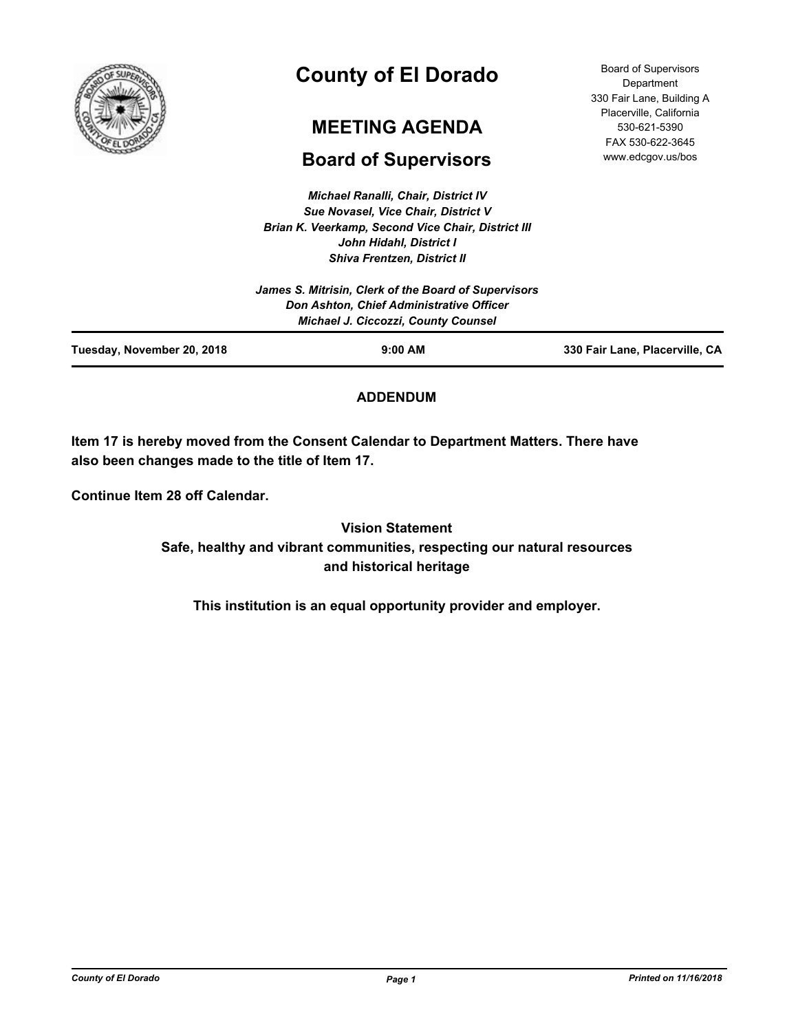# County of El Dorado

## MEETING AGENDA

## Board of Supervisors

Board of Supervisors Department
330 Fair Lane, Building A
Placerville, California
530-621-5390
FAX 530-622-3645
www.edcgov.us/bos

*Michael Ranalli, Chair, District IV*
*Sue Novasel, Vice Chair, District V*
*Brian K. Veerkamp, Second Vice Chair, District III*
*John Hidahl, District I*
*Shiva Frentzen, District II*

*James S. Mitrisin, Clerk of the Board of Supervisors*
*Don Ashton, Chief Administrative Officer*
*Michael J. Ciccozzi, County Counsel*

**Tuesday, November 20, 2018** | **9:00 AM** | **330 Fair Lane, Placerville, CA**

### ADDENDUM

**Item 17 is hereby moved from the Consent Calendar to Department Matters. There have also been changes made to the title of Item 17.**

**Continue Item 28 off Calendar.**

**Vision Statement**
**Safe, healthy and vibrant communities, respecting our natural resources and historical heritage**

**This institution is an equal opportunity provider and employer.**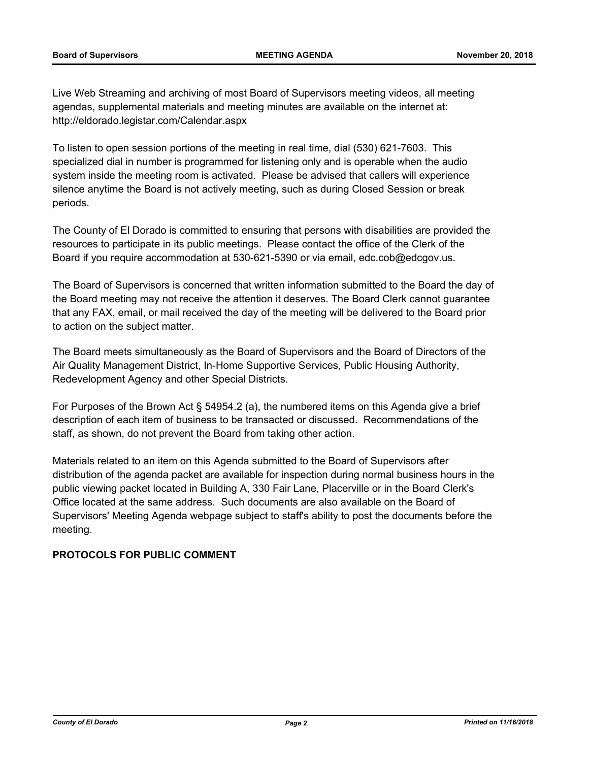Live Web Streaming and archiving of most Board of Supervisors meeting videos, all meeting agendas, supplemental materials and meeting minutes are available on the internet at: http://eldorado.legistar.com/Calendar.aspx

To listen to open session portions of the meeting in real time, dial (530) 621-7603. This specialized dial in number is programmed for listening only and is operable when the audio system inside the meeting room is activated. Please be advised that callers will experience silence anytime the Board is not actively meeting, such as during Closed Session or break periods.

The County of El Dorado is committed to ensuring that persons with disabilities are provided the resources to participate in its public meetings. Please contact the office of the Clerk of the Board if you require accommodation at 530-621-5390 or via email, edc.cob@edcgov.us.

The Board of Supervisors is concerned that written information submitted to the Board the day of the Board meeting may not receive the attention it deserves. The Board Clerk cannot guarantee that any FAX, email, or mail received the day of the meeting will be delivered to the Board prior to action on the subject matter.

The Board meets simultaneously as the Board of Supervisors and the Board of Directors of the Air Quality Management District, In-Home Supportive Services, Public Housing Authority, Redevelopment Agency and other Special Districts.

For Purposes of the Brown Act § 54954.2 (a), the numbered items on this Agenda give a brief description of each item of business to be transacted or discussed. Recommendations of the staff, as shown, do not prevent the Board from taking other action.

Materials related to an item on this Agenda submitted to the Board of Supervisors after distribution of the agenda packet are available for inspection during normal business hours in the public viewing packet located in Building A, 330 Fair Lane, Placerville or in the Board Clerk's Office located at the same address. Such documents are also available on the Board of Supervisors' Meeting Agenda webpage subject to staff's ability to post the documents before the meeting.

**PROTOCOLS FOR PUBLIC COMMENT**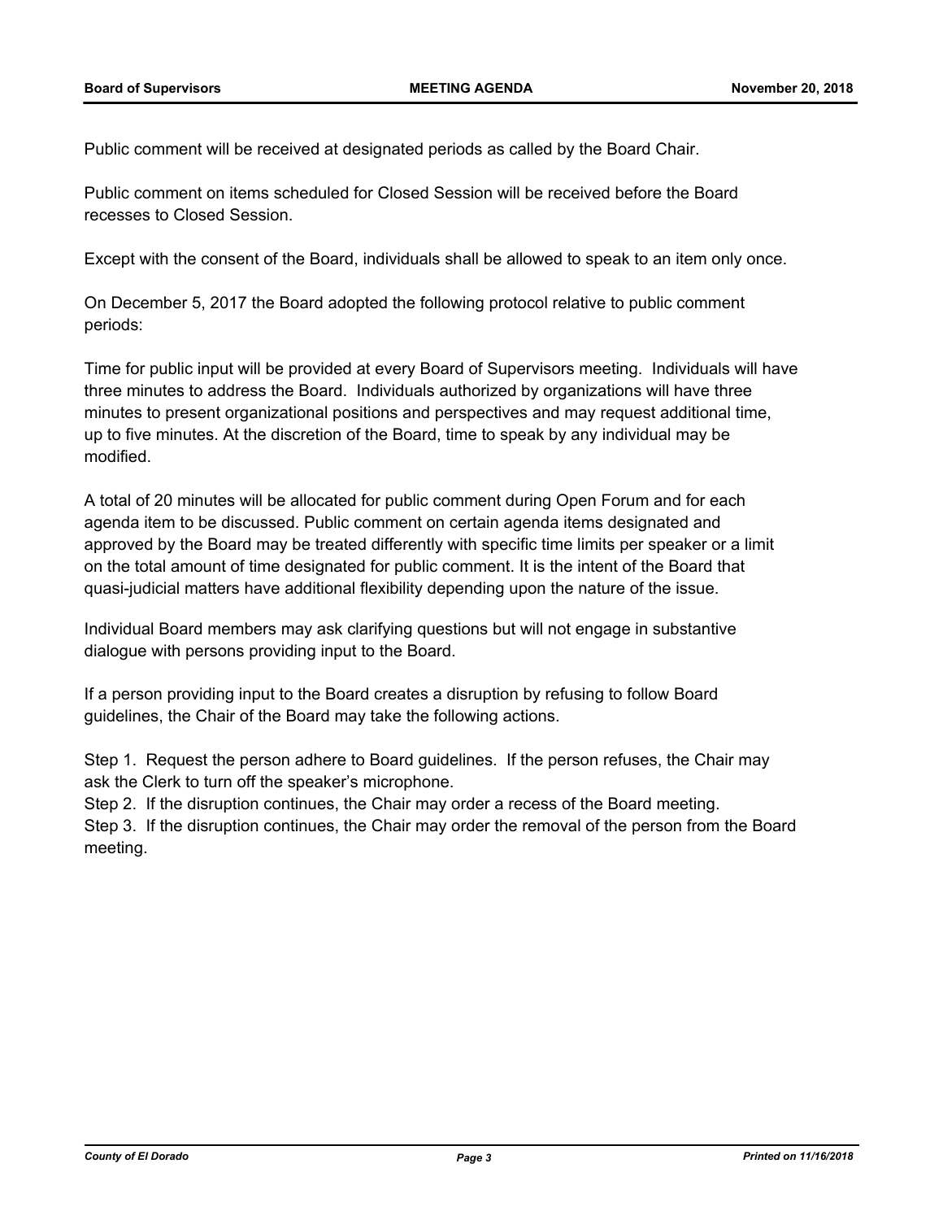Public comment will be received at designated periods as called by the Board Chair.

Public comment on items scheduled for Closed Session will be received before the Board recesses to Closed Session.

Except with the consent of the Board, individuals shall be allowed to speak to an item only once.

On December 5, 2017 the Board adopted the following protocol relative to public comment periods:

Time for public input will be provided at every Board of Supervisors meeting. Individuals will have three minutes to address the Board. Individuals authorized by organizations will have three minutes to present organizational positions and perspectives and may request additional time, up to five minutes. At the discretion of the Board, time to speak by any individual may be modified.

A total of 20 minutes will be allocated for public comment during Open Forum and for each agenda item to be discussed. Public comment on certain agenda items designated and approved by the Board may be treated differently with specific time limits per speaker or a limit on the total amount of time designated for public comment. It is the intent of the Board that quasi-judicial matters have additional flexibility depending upon the nature of the issue.

Individual Board members may ask clarifying questions but will not engage in substantive dialogue with persons providing input to the Board.

If a person providing input to the Board creates a disruption by refusing to follow Board guidelines, the Chair of the Board may take the following actions.

Step 1. Request the person adhere to Board guidelines. If the person refuses, the Chair may ask the Clerk to turn off the speaker's microphone.
Step 2. If the disruption continues, the Chair may order a recess of the Board meeting.
Step 3. If the disruption continues, the Chair may order the removal of the person from the Board meeting.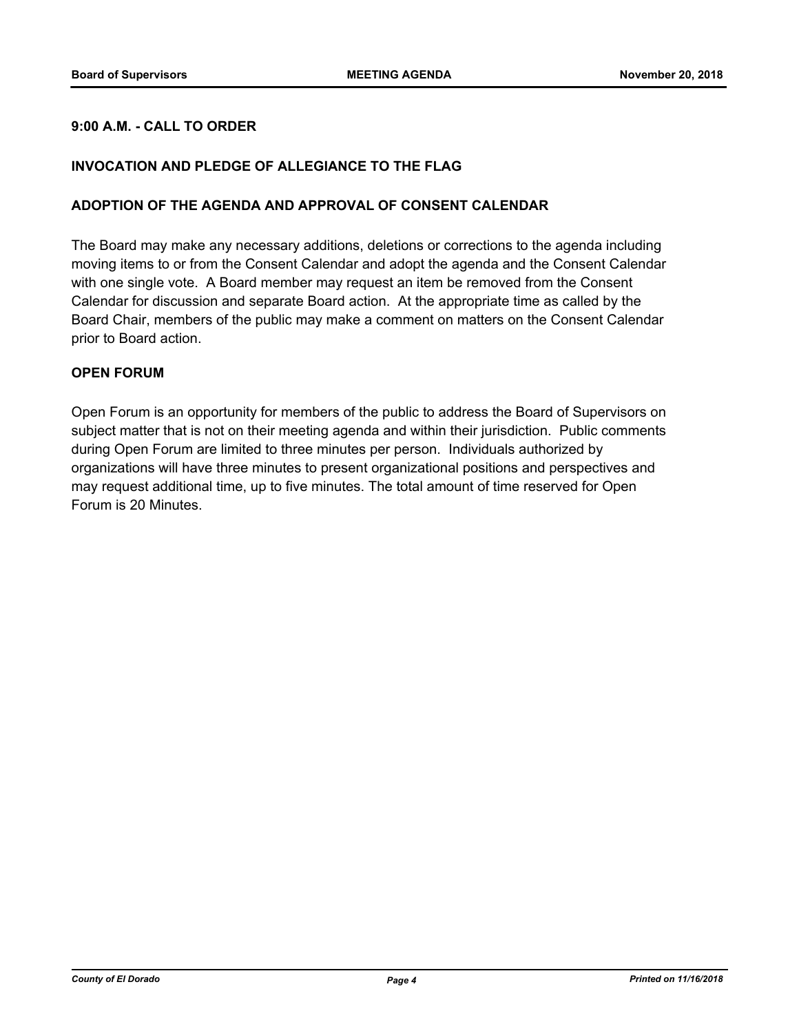**9:00 A.M. - CALL TO ORDER**

**INVOCATION AND PLEDGE OF ALLEGIANCE TO THE FLAG**

**ADOPTION OF THE AGENDA AND APPROVAL OF CONSENT CALENDAR**

The Board may make any necessary additions, deletions or corrections to the agenda including moving items to or from the Consent Calendar and adopt the agenda and the Consent Calendar with one single vote. A Board member may request an item be removed from the Consent Calendar for discussion and separate Board action. At the appropriate time as called by the Board Chair, members of the public may make a comment on matters on the Consent Calendar prior to Board action.

**OPEN FORUM**

Open Forum is an opportunity for members of the public to address the Board of Supervisors on subject matter that is not on their meeting agenda and within their jurisdiction. Public comments during Open Forum are limited to three minutes per person. Individuals authorized by organizations will have three minutes to present organizational positions and perspectives and may request additional time, up to five minutes. The total amount of time reserved for Open Forum is 20 Minutes.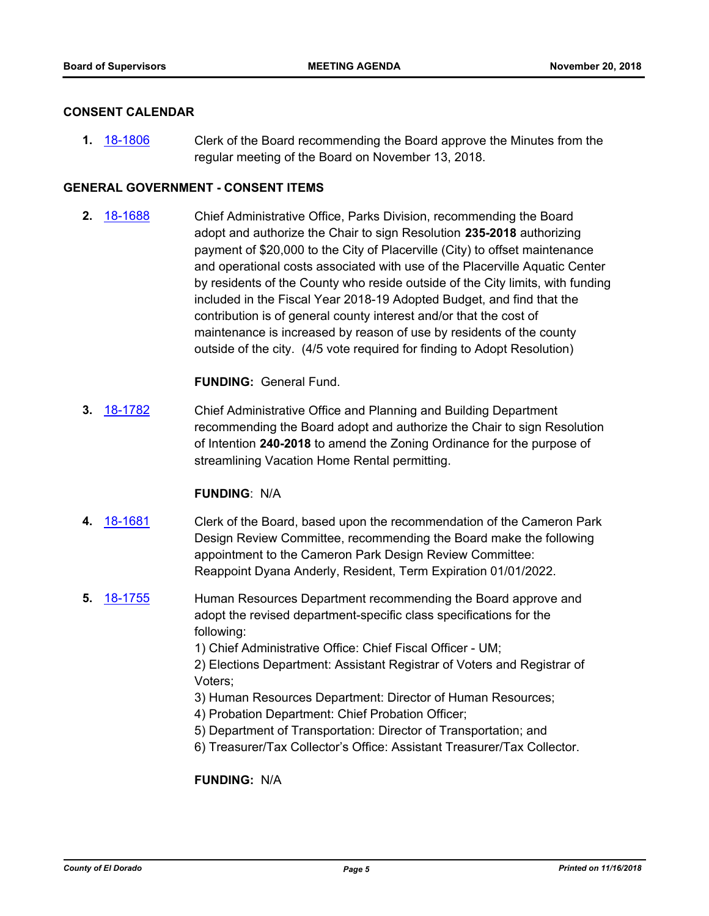## CONSENT CALENDAR

**1.** 18-1806 Clerk of the Board recommending the Board approve the Minutes from the regular meeting of the Board on November 13, 2018.

## GENERAL GOVERNMENT - CONSENT ITEMS

**2.** 18-1688 Chief Administrative Office, Parks Division, recommending the Board adopt and authorize the Chair to sign Resolution **235-2018** authorizing payment of $20,000 to the City of Placerville (City) to offset maintenance and operational costs associated with use of the Placerville Aquatic Center by residents of the County who reside outside of the City limits, with funding included in the Fiscal Year 2018-19 Adopted Budget, and find that the contribution is of general county interest and/or that the cost of maintenance is increased by reason of use by residents of the county outside of the city. (4/5 vote required for finding to Adopt Resolution)

**FUNDING:** General Fund.

**3.** 18-1782 Chief Administrative Office and Planning and Building Department recommending the Board adopt and authorize the Chair to sign Resolution of Intention **240-2018** to amend the Zoning Ordinance for the purpose of streamlining Vacation Home Rental permitting.

**FUNDING**: N/A

**4.** 18-1681 Clerk of the Board, based upon the recommendation of the Cameron Park Design Review Committee, recommending the Board make the following appointment to the Cameron Park Design Review Committee: Reappoint Dyana Anderly, Resident, Term Expiration 01/01/2022.

**5.** 18-1755 Human Resources Department recommending the Board approve and adopt the revised department-specific class specifications for the following:
1) Chief Administrative Office: Chief Fiscal Officer - UM;
2) Elections Department: Assistant Registrar of Voters and Registrar of Voters;
3) Human Resources Department: Director of Human Resources;
4) Probation Department: Chief Probation Officer;
5) Department of Transportation: Director of Transportation; and
6) Treasurer/Tax Collector's Office: Assistant Treasurer/Tax Collector.

**FUNDING:** N/A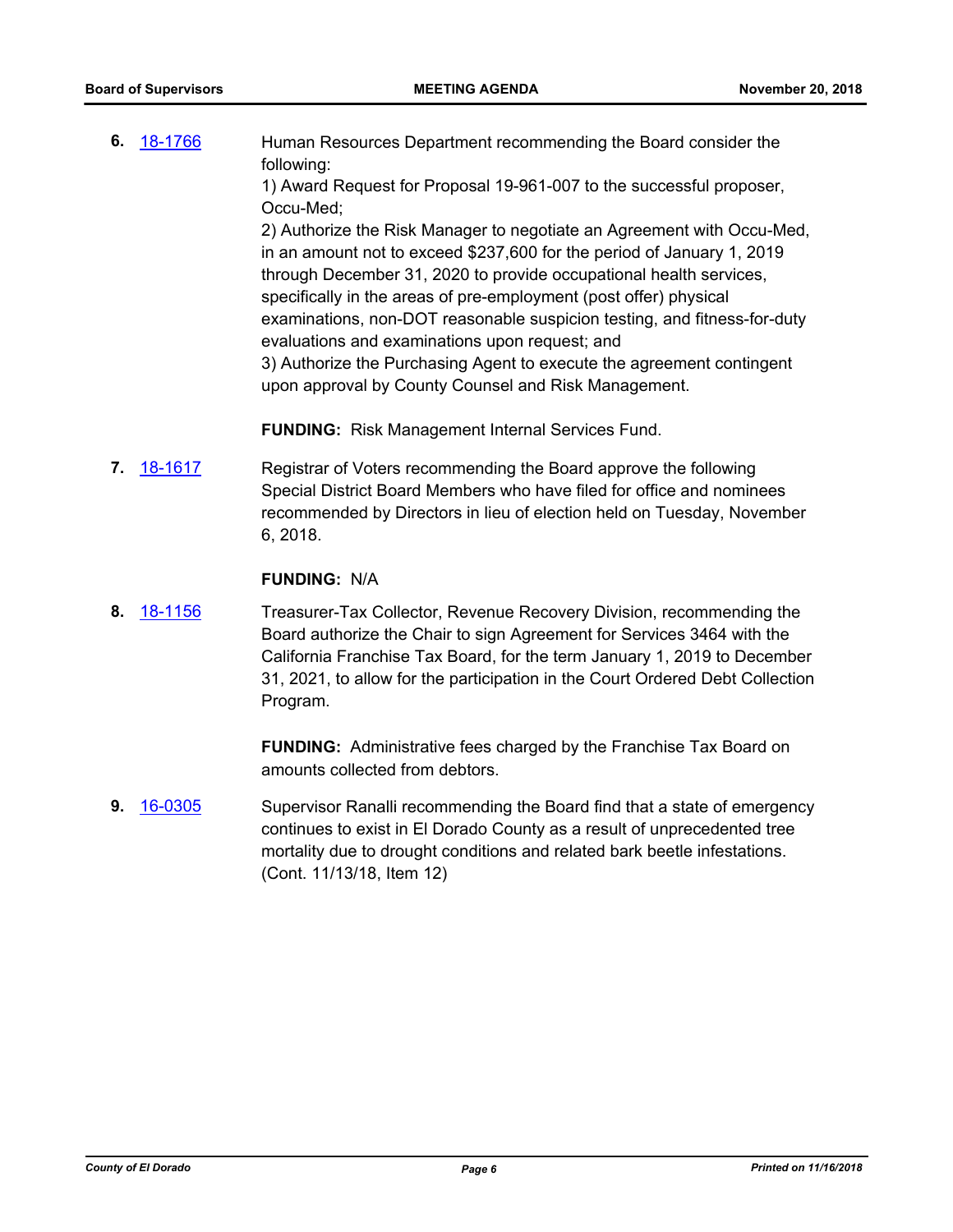**6.** 18-1766 Human Resources Department recommending the Board consider the following:
1) Award Request for Proposal 19-961-007 to the successful proposer, Occu-Med;
2) Authorize the Risk Manager to negotiate an Agreement with Occu-Med, in an amount not to exceed $237,600 for the period of January 1, 2019 through December 31, 2020 to provide occupational health services, specifically in the areas of pre-employment (post offer) physical examinations, non-DOT reasonable suspicion testing, and fitness-for-duty evaluations and examinations upon request; and
3) Authorize the Purchasing Agent to execute the agreement contingent upon approval by County Counsel and Risk Management.

**FUNDING:** Risk Management Internal Services Fund.

**7.** 18-1617 Registrar of Voters recommending the Board approve the following Special District Board Members who have filed for office and nominees recommended by Directors in lieu of election held on Tuesday, November 6, 2018.

**FUNDING:** N/A

**8.** 18-1156 Treasurer-Tax Collector, Revenue Recovery Division, recommending the Board authorize the Chair to sign Agreement for Services 3464 with the California Franchise Tax Board, for the term January 1, 2019 to December 31, 2021, to allow for the participation in the Court Ordered Debt Collection Program.

**FUNDING:** Administrative fees charged by the Franchise Tax Board on amounts collected from debtors.

**9.** 16-0305 Supervisor Ranalli recommending the Board find that a state of emergency continues to exist in El Dorado County as a result of unprecedented tree mortality due to drought conditions and related bark beetle infestations. (Cont. 11/13/18, Item 12)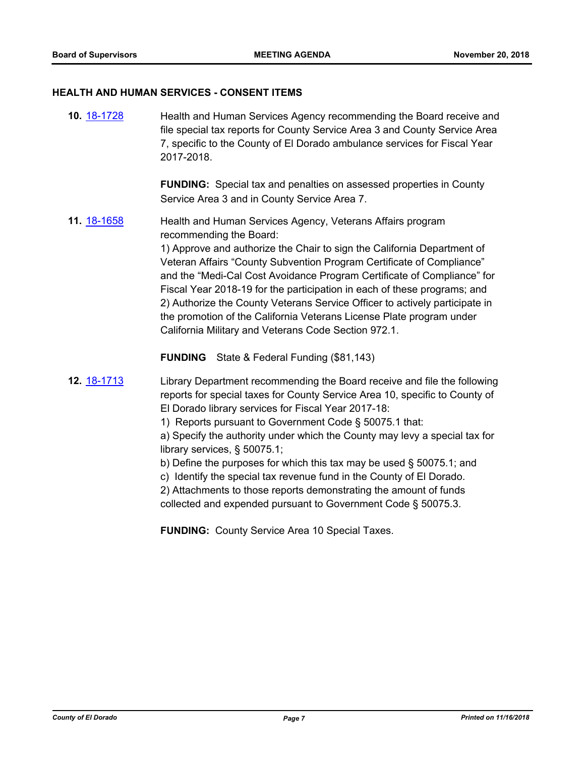## HEALTH AND HUMAN SERVICES - CONSENT ITEMS

**10.** 18-1728 Health and Human Services Agency recommending the Board receive and file special tax reports for County Service Area 3 and County Service Area 7, specific to the County of El Dorado ambulance services for Fiscal Year 2017-2018.

**FUNDING:** Special tax and penalties on assessed properties in County Service Area 3 and in County Service Area 7.

**11.** 18-1658 Health and Human Services Agency, Veterans Affairs program recommending the Board:

1) Approve and authorize the Chair to sign the California Department of Veteran Affairs "County Subvention Program Certificate of Compliance" and the "Medi-Cal Cost Avoidance Program Certificate of Compliance" for Fiscal Year 2018-19 for the participation in each of these programs; and

2) Authorize the County Veterans Service Officer to actively participate in the promotion of the California Veterans License Plate program under California Military and Veterans Code Section 972.1.

**FUNDING** State & Federal Funding ($81,143)

**12.** 18-1713 Library Department recommending the Board receive and file the following reports for special taxes for County Service Area 10, specific to County of El Dorado library services for Fiscal Year 2017-18:

1) Reports pursuant to Government Code § 50075.1 that:

a) Specify the authority under which the County may levy a special tax for library services, § 50075.1;

b) Define the purposes for which this tax may be used § 50075.1; and

c) Identify the special tax revenue fund in the County of El Dorado.

2) Attachments to those reports demonstrating the amount of funds collected and expended pursuant to Government Code § 50075.3.

**FUNDING:** County Service Area 10 Special Taxes.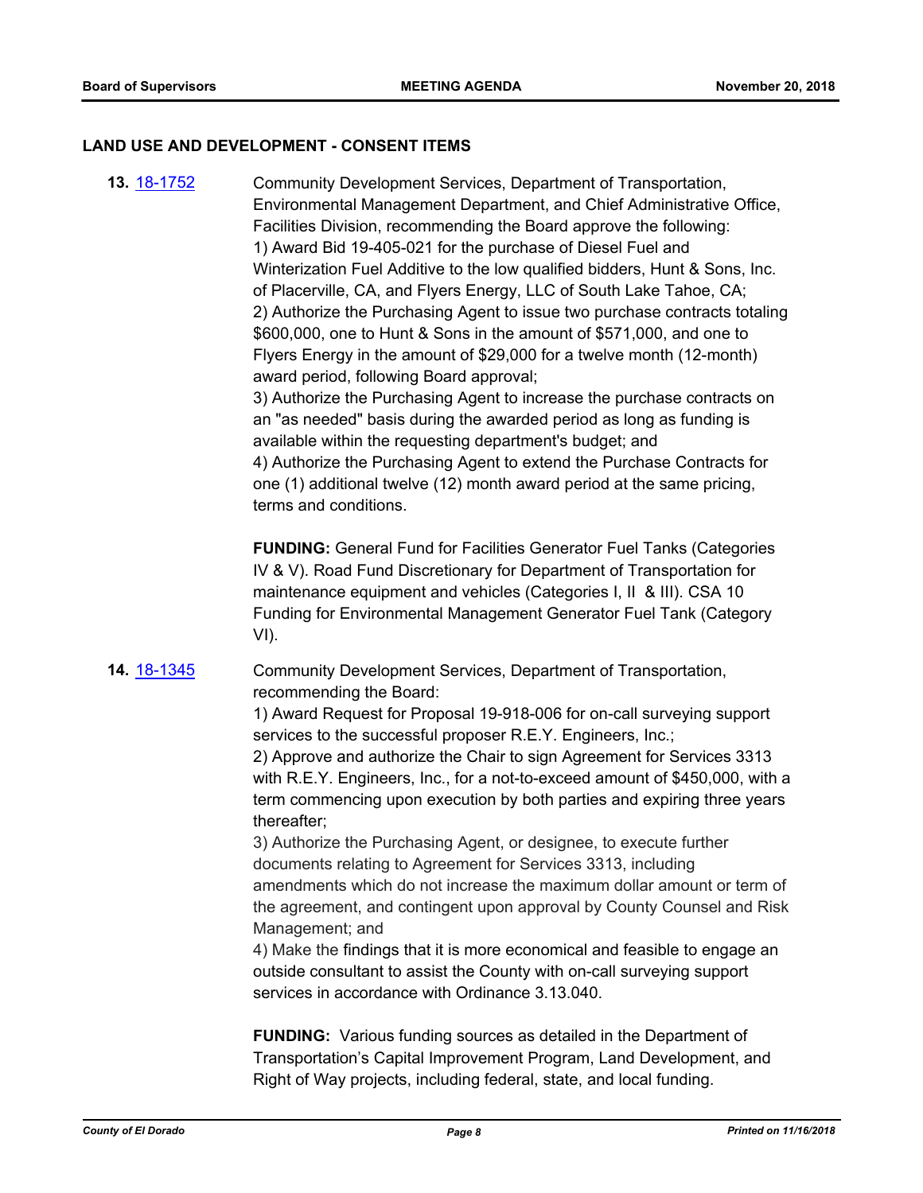## LAND USE AND DEVELOPMENT - CONSENT ITEMS

**13.** [18-1752](18-1752)

Community Development Services, Department of Transportation, Environmental Management Department, and Chief Administrative Office, Facilities Division, recommending the Board approve the following:
1) Award Bid 19-405-021 for the purchase of Diesel Fuel and Winterization Fuel Additive to the low qualified bidders, Hunt & Sons, Inc. of Placerville, CA, and Flyers Energy, LLC of South Lake Tahoe, CA;
2) Authorize the Purchasing Agent to issue two purchase contracts totaling \$600,000, one to Hunt & Sons in the amount of \$571,000, and one to Flyers Energy in the amount of \$29,000 for a twelve month (12-month) award period, following Board approval;
3) Authorize the Purchasing Agent to increase the purchase contracts on an "as needed" basis during the awarded period as long as funding is available within the requesting department's budget; and
4) Authorize the Purchasing Agent to extend the Purchase Contracts for one (1) additional twelve (12) month award period at the same pricing, terms and conditions.

**FUNDING:** General Fund for Facilities Generator Fuel Tanks (Categories IV & V). Road Fund Discretionary for Department of Transportation for maintenance equipment and vehicles (Categories I, II & III). CSA 10 Funding for Environmental Management Generator Fuel Tank (Category VI).

**14.** [18-1345](18-1345)

Community Development Services, Department of Transportation, recommending the Board:
1) Award Request for Proposal 19-918-006 for on-call surveying support services to the successful proposer R.E.Y. Engineers, Inc.;
2) Approve and authorize the Chair to sign Agreement for Services 3313 with R.E.Y. Engineers, Inc., for a not-to-exceed amount of \$450,000, with a term commencing upon execution by both parties and expiring three years thereafter;
3) Authorize the Purchasing Agent, or designee, to execute further documents relating to Agreement for Services 3313, including amendments which do not increase the maximum dollar amount or term of the agreement, and contingent upon approval by County Counsel and Risk Management; and
4) Make the findings that it is more economical and feasible to engage an outside consultant to assist the County with on-call surveying support services in accordance with Ordinance 3.13.040.

**FUNDING:** Various funding sources as detailed in the Department of Transportation's Capital Improvement Program, Land Development, and Right of Way projects, including federal, state, and local funding.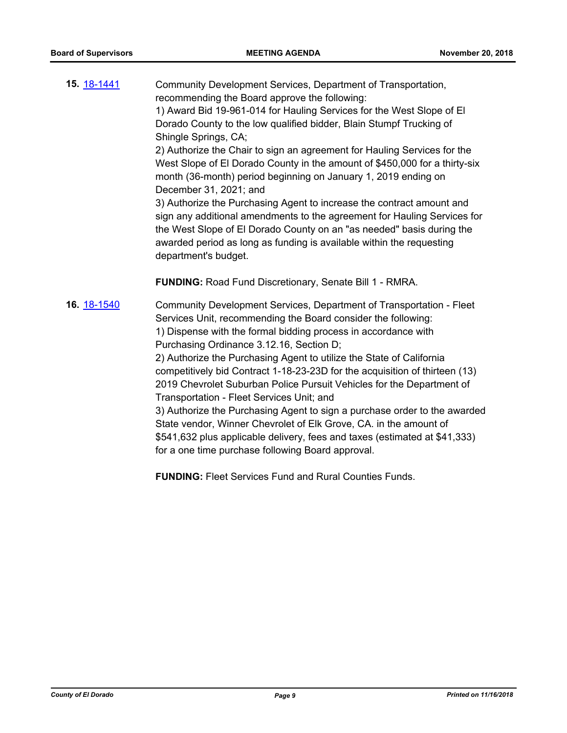**15.** [18-1441](18-1441)

Community Development Services, Department of Transportation, recommending the Board approve the following:

1) Award Bid 19-961-014 for Hauling Services for the West Slope of El Dorado County to the low qualified bidder, Blain Stumpf Trucking of Shingle Springs, CA;

2) Authorize the Chair to sign an agreement for Hauling Services for the West Slope of El Dorado County in the amount of $450,000 for a thirty-six month (36-month) period beginning on January 1, 2019 ending on December 31, 2021; and

3) Authorize the Purchasing Agent to increase the contract amount and sign any additional amendments to the agreement for Hauling Services for the West Slope of El Dorado County on an "as needed" basis during the awarded period as long as funding is available within the requesting department's budget.

**FUNDING:** Road Fund Discretionary, Senate Bill 1 - RMRA.

**16.** [18-1540](18-1540)

Community Development Services, Department of Transportation - Fleet Services Unit, recommending the Board consider the following:

1) Dispense with the formal bidding process in accordance with Purchasing Ordinance 3.12.16, Section D;

2) Authorize the Purchasing Agent to utilize the State of California competitively bid Contract 1-18-23-23D for the acquisition of thirteen (13) 2019 Chevrolet Suburban Police Pursuit Vehicles for the Department of Transportation - Fleet Services Unit; and

3) Authorize the Purchasing Agent to sign a purchase order to the awarded State vendor, Winner Chevrolet of Elk Grove, CA. in the amount of $541,632 plus applicable delivery, fees and taxes (estimated at $41,333) for a one time purchase following Board approval.

**FUNDING:** Fleet Services Fund and Rural Counties Funds.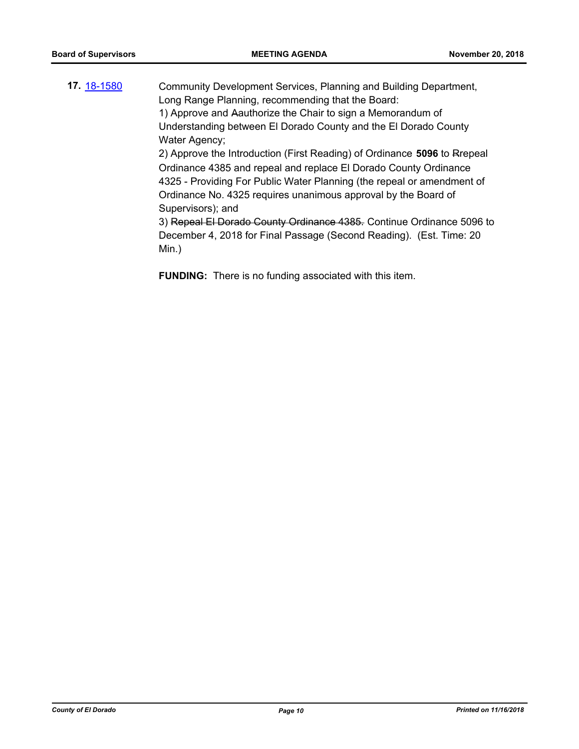**17.** 18-1580

Community Development Services, Planning and Building Department, Long Range Planning, recommending that the Board:

1) Approve and ~~A~~authorize the Chair to sign a Memorandum of Understanding between El Dorado County and the El Dorado County Water Agency;

2) Approve the Introduction (First Reading) of Ordinance **5096** to ~~R~~repeal Ordinance 4385 and repeal and replace El Dorado County Ordinance 4325 - Providing For Public Water Planning (the repeal or amendment of Ordinance No. 4325 requires unanimous approval by the Board of Supervisors); and

3) ~~Repeal El Dorado County Ordinance 4385.~~ Continue Ordinance 5096 to December 4, 2018 for Final Passage (Second Reading). (Est. Time: 20 Min.)

**FUNDING:** There is no funding associated with this item.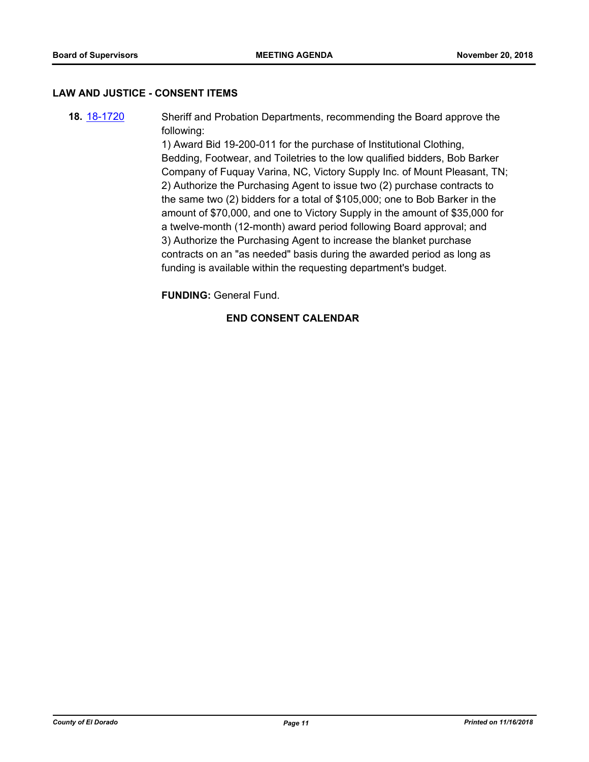## LAW AND JUSTICE - CONSENT ITEMS

**18.** 18-1720 Sheriff and Probation Departments, recommending the Board approve the following:

1) Award Bid 19-200-011 for the purchase of Institutional Clothing, Bedding, Footwear, and Toiletries to the low qualified bidders, Bob Barker Company of Fuquay Varina, NC, Victory Supply Inc. of Mount Pleasant, TN;
2) Authorize the Purchasing Agent to issue two (2) purchase contracts to the same two (2) bidders for a total of $105,000; one to Bob Barker in the amount of $70,000, and one to Victory Supply in the amount of $35,000 for a twelve-month (12-month) award period following Board approval; and
3) Authorize the Purchasing Agent to increase the blanket purchase contracts on an "as needed" basis during the awarded period as long as funding is available within the requesting department's budget.

**FUNDING:** General Fund.

**END CONSENT CALENDAR**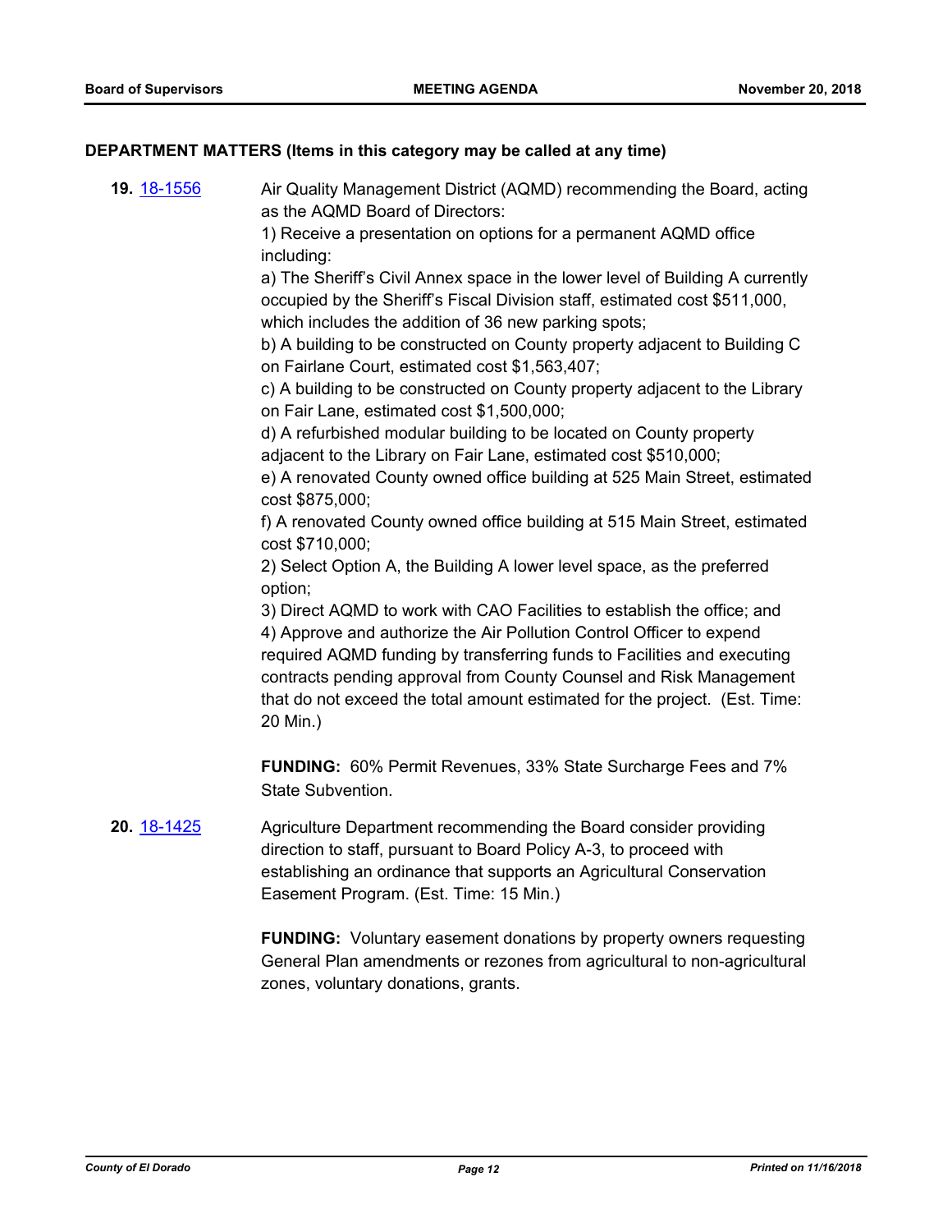## DEPARTMENT MATTERS (Items in this category may be called at any time)

**19.** 18-1556

Air Quality Management District (AQMD) recommending the Board, acting as the AQMD Board of Directors:

1) Receive a presentation on options for a permanent AQMD office including:

a) The Sheriff's Civil Annex space in the lower level of Building A currently occupied by the Sheriff's Fiscal Division staff, estimated cost $511,000, which includes the addition of 36 new parking spots;

b) A building to be constructed on County property adjacent to Building C on Fairlane Court, estimated cost $1,563,407;

c) A building to be constructed on County property adjacent to the Library on Fair Lane, estimated cost $1,500,000;

d) A refurbished modular building to be located on County property adjacent to the Library on Fair Lane, estimated cost $510,000;

e) A renovated County owned office building at 525 Main Street, estimated cost $875,000;

f) A renovated County owned office building at 515 Main Street, estimated cost $710,000;

2) Select Option A, the Building A lower level space, as the preferred option;

3) Direct AQMD to work with CAO Facilities to establish the office; and

4) Approve and authorize the Air Pollution Control Officer to expend required AQMD funding by transferring funds to Facilities and executing contracts pending approval from County Counsel and Risk Management that do not exceed the total amount estimated for the project. (Est. Time: 20 Min.)

**FUNDING:** 60% Permit Revenues, 33% State Surcharge Fees and 7% State Subvention.

**20.** 18-1425

Agriculture Department recommending the Board consider providing direction to staff, pursuant to Board Policy A-3, to proceed with establishing an ordinance that supports an Agricultural Conservation Easement Program. (Est. Time: 15 Min.)

**FUNDING:** Voluntary easement donations by property owners requesting General Plan amendments or rezones from agricultural to non-agricultural zones, voluntary donations, grants.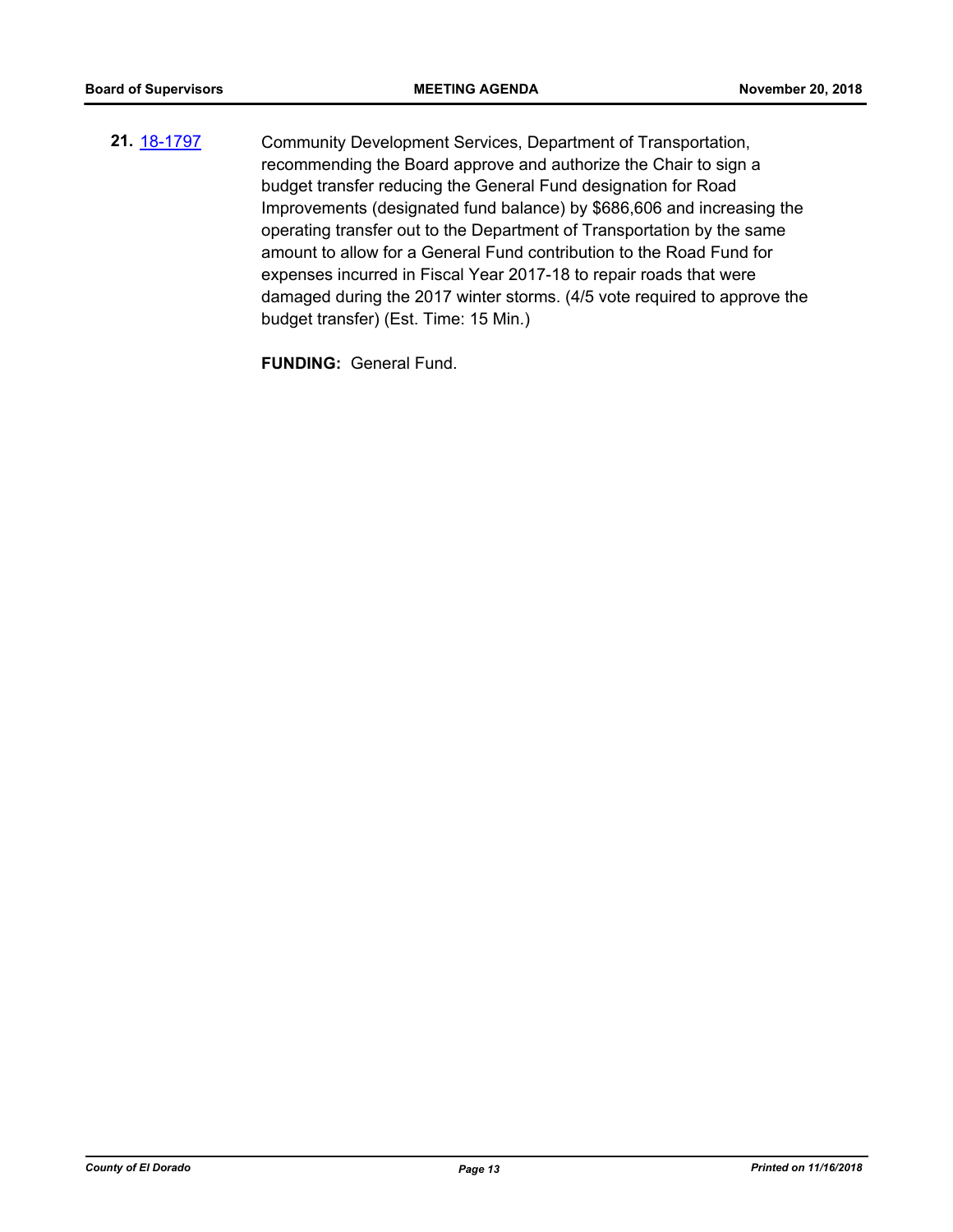**21.** 18-1797 Community Development Services, Department of Transportation, recommending the Board approve and authorize the Chair to sign a budget transfer reducing the General Fund designation for Road Improvements (designated fund balance) by $686,606 and increasing the operating transfer out to the Department of Transportation by the same amount to allow for a General Fund contribution to the Road Fund for expenses incurred in Fiscal Year 2017-18 to repair roads that were damaged during the 2017 winter storms. (4/5 vote required to approve the budget transfer) (Est. Time: 15 Min.)

**FUNDING:** General Fund.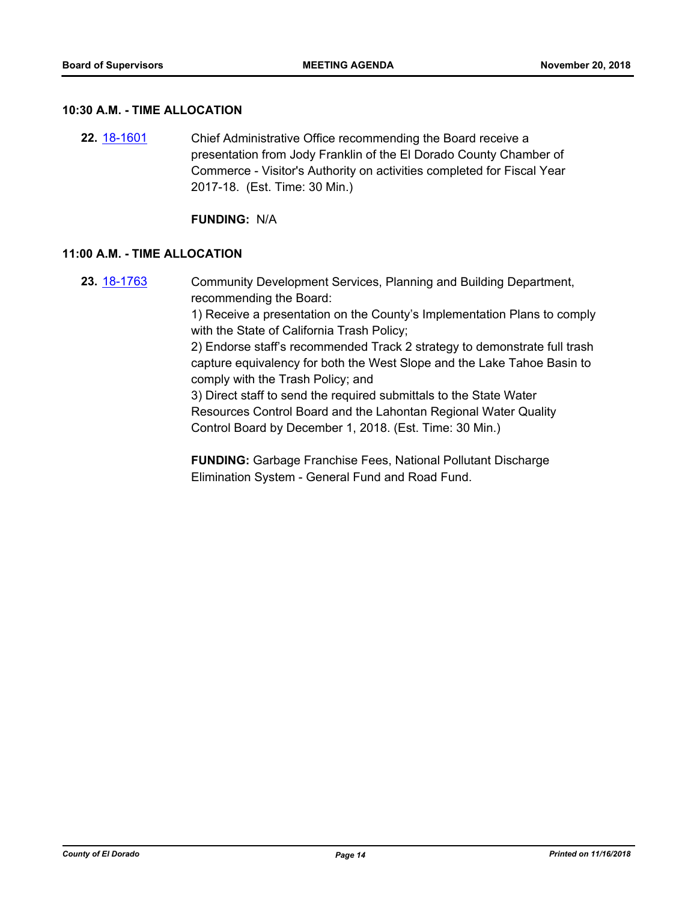### 10:30 A.M. - TIME ALLOCATION

**22.** [18-1601] Chief Administrative Office recommending the Board receive a presentation from Jody Franklin of the El Dorado County Chamber of Commerce - Visitor's Authority on activities completed for Fiscal Year 2017-18. (Est. Time: 30 Min.)

**FUNDING:** N/A

### 11:00 A.M. - TIME ALLOCATION

**23.** [18-1763] Community Development Services, Planning and Building Department, recommending the Board:
1) Receive a presentation on the County's Implementation Plans to comply with the State of California Trash Policy;
2) Endorse staff's recommended Track 2 strategy to demonstrate full trash capture equivalency for both the West Slope and the Lake Tahoe Basin to comply with the Trash Policy; and
3) Direct staff to send the required submittals to the State Water Resources Control Board and the Lahontan Regional Water Quality Control Board by December 1, 2018. (Est. Time: 30 Min.)

**FUNDING:** Garbage Franchise Fees, National Pollutant Discharge Elimination System - General Fund and Road Fund.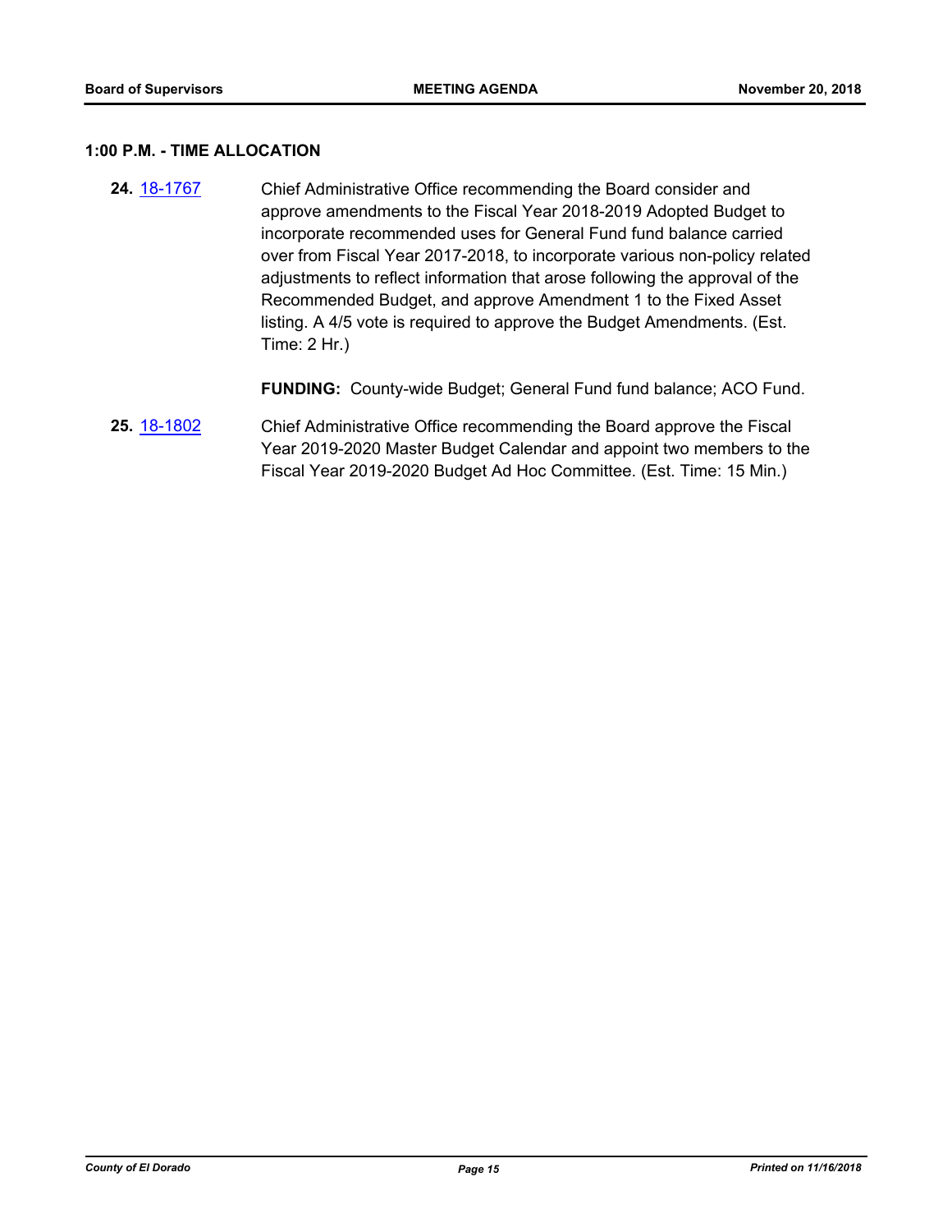### 1:00 P.M. - TIME ALLOCATION

**24.** [18-1767] Chief Administrative Office recommending the Board consider and approve amendments to the Fiscal Year 2018-2019 Adopted Budget to incorporate recommended uses for General Fund fund balance carried over from Fiscal Year 2017-2018, to incorporate various non-policy related adjustments to reflect information that arose following the approval of the Recommended Budget, and approve Amendment 1 to the Fixed Asset listing. A 4/5 vote is required to approve the Budget Amendments. (Est. Time: 2 Hr.)

**FUNDING:** County-wide Budget; General Fund fund balance; ACO Fund.

**25.** [18-1802] Chief Administrative Office recommending the Board approve the Fiscal Year 2019-2020 Master Budget Calendar and appoint two members to the Fiscal Year 2019-2020 Budget Ad Hoc Committee. (Est. Time: 15 Min.)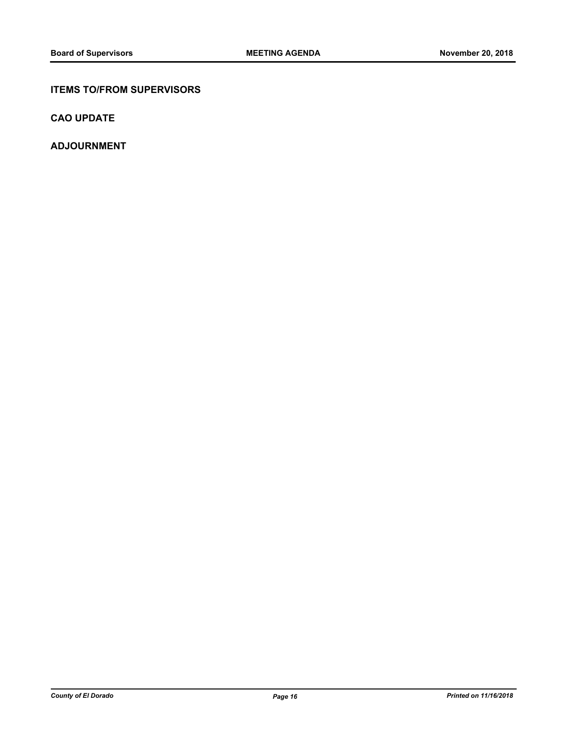## ITEMS TO/FROM SUPERVISORS

## CAO UPDATE

## ADJOURNMENT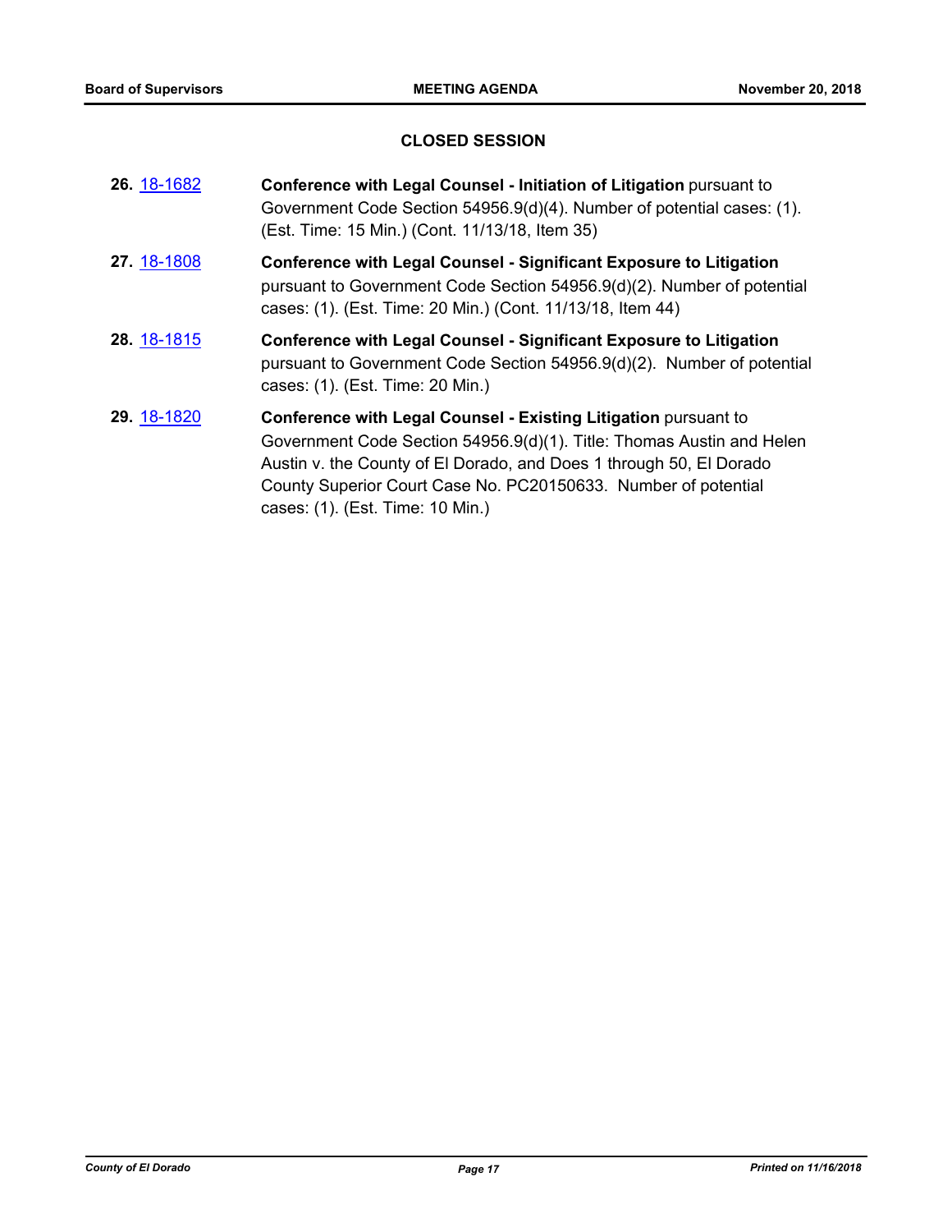## CLOSED SESSION

**26.** [18-1682](18-1682) **Conference with Legal Counsel - Initiation of Litigation** pursuant to Government Code Section 54956.9(d)(4). Number of potential cases: (1). (Est. Time: 15 Min.) (Cont. 11/13/18, Item 35)

**27.** [18-1808](18-1808) **Conference with Legal Counsel - Significant Exposure to Litigation** pursuant to Government Code Section 54956.9(d)(2). Number of potential cases: (1). (Est. Time: 20 Min.) (Cont. 11/13/18, Item 44)

**28.** [18-1815](18-1815) **Conference with Legal Counsel - Significant Exposure to Litigation** pursuant to Government Code Section 54956.9(d)(2). Number of potential cases: (1). (Est. Time: 20 Min.)

**29.** [18-1820](18-1820) **Conference with Legal Counsel - Existing Litigation** pursuant to Government Code Section 54956.9(d)(1). Title: Thomas Austin and Helen Austin v. the County of El Dorado, and Does 1 through 50, El Dorado County Superior Court Case No. PC20150633. Number of potential cases: (1). (Est. Time: 10 Min.)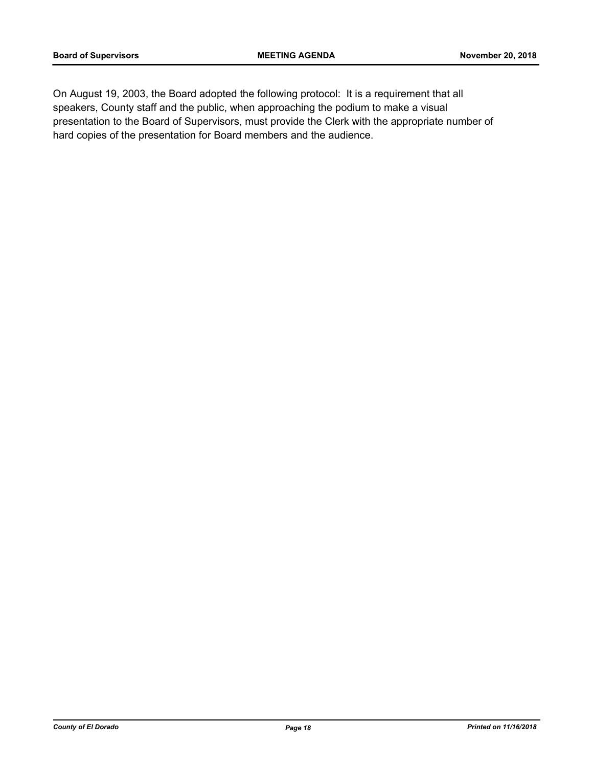On August 19, 2003, the Board adopted the following protocol: It is a requirement that all speakers, County staff and the public, when approaching the podium to make a visual presentation to the Board of Supervisors, must provide the Clerk with the appropriate number of hard copies of the presentation for Board members and the audience.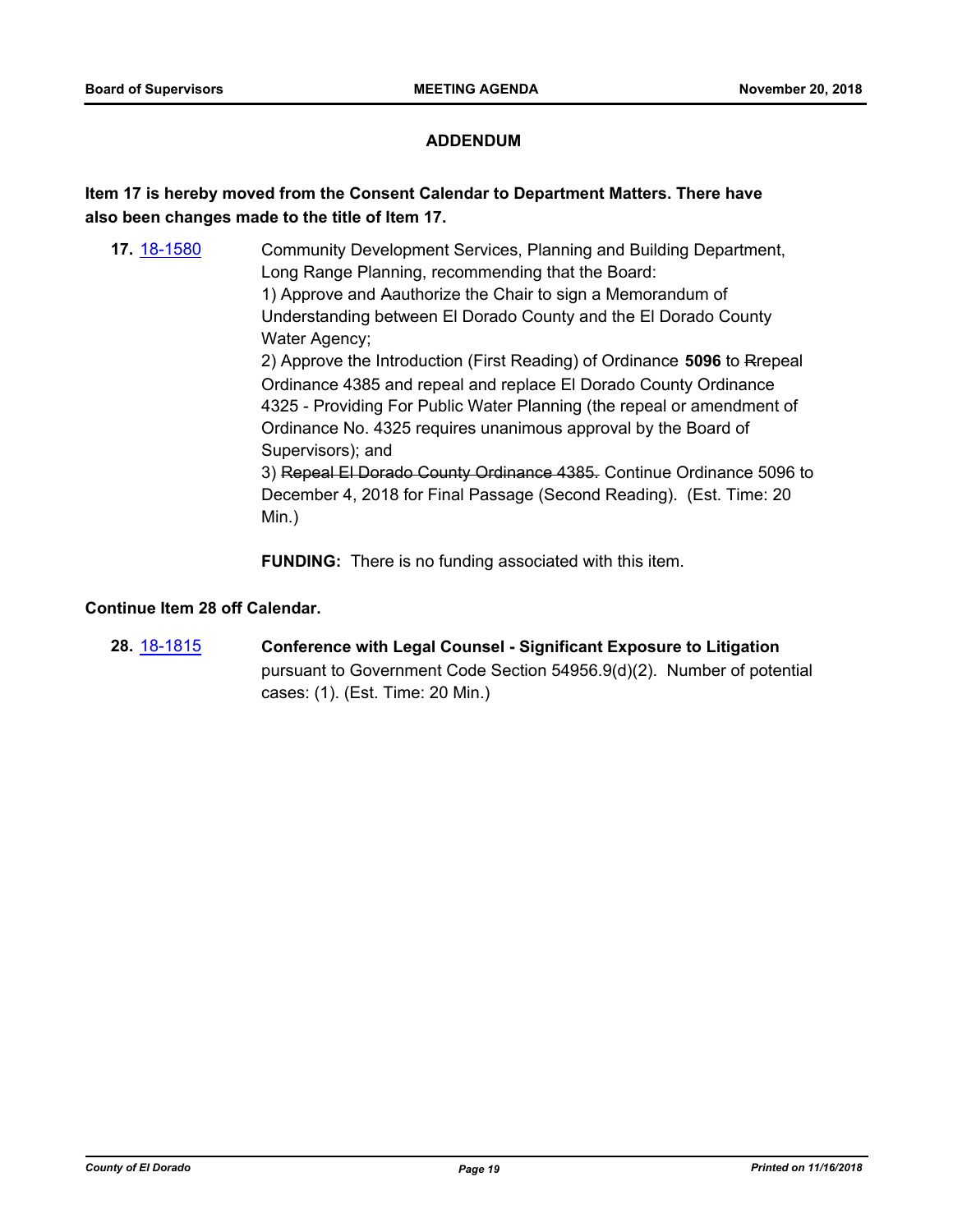**ADDENDUM**

**Item 17 is hereby moved from the Consent Calendar to Department Matters. There have also been changes made to the title of Item 17.**

**17.** [18-1580] Community Development Services, Planning and Building Department, Long Range Planning, recommending that the Board:
1) Approve and ~~A~~authorize the Chair to sign a Memorandum of Understanding between El Dorado County and the El Dorado County Water Agency;
2) Approve the Introduction (First Reading) of Ordinance **5096** to ~~R~~repeal Ordinance 4385 and repeal and replace El Dorado County Ordinance 4325 - Providing For Public Water Planning (the repeal or amendment of Ordinance No. 4325 requires unanimous approval by the Board of Supervisors); and
3) ~~Repeal El Dorado County Ordinance 4385.~~ Continue Ordinance 5096 to December 4, 2018 for Final Passage (Second Reading). (Est. Time: 20 Min.)

**FUNDING:** There is no funding associated with this item.

**Continue Item 28 off Calendar.**

**28.** [18-1815] **Conference with Legal Counsel - Significant Exposure to Litigation** pursuant to Government Code Section 54956.9(d)(2). Number of potential cases: (1). (Est. Time: 20 Min.)